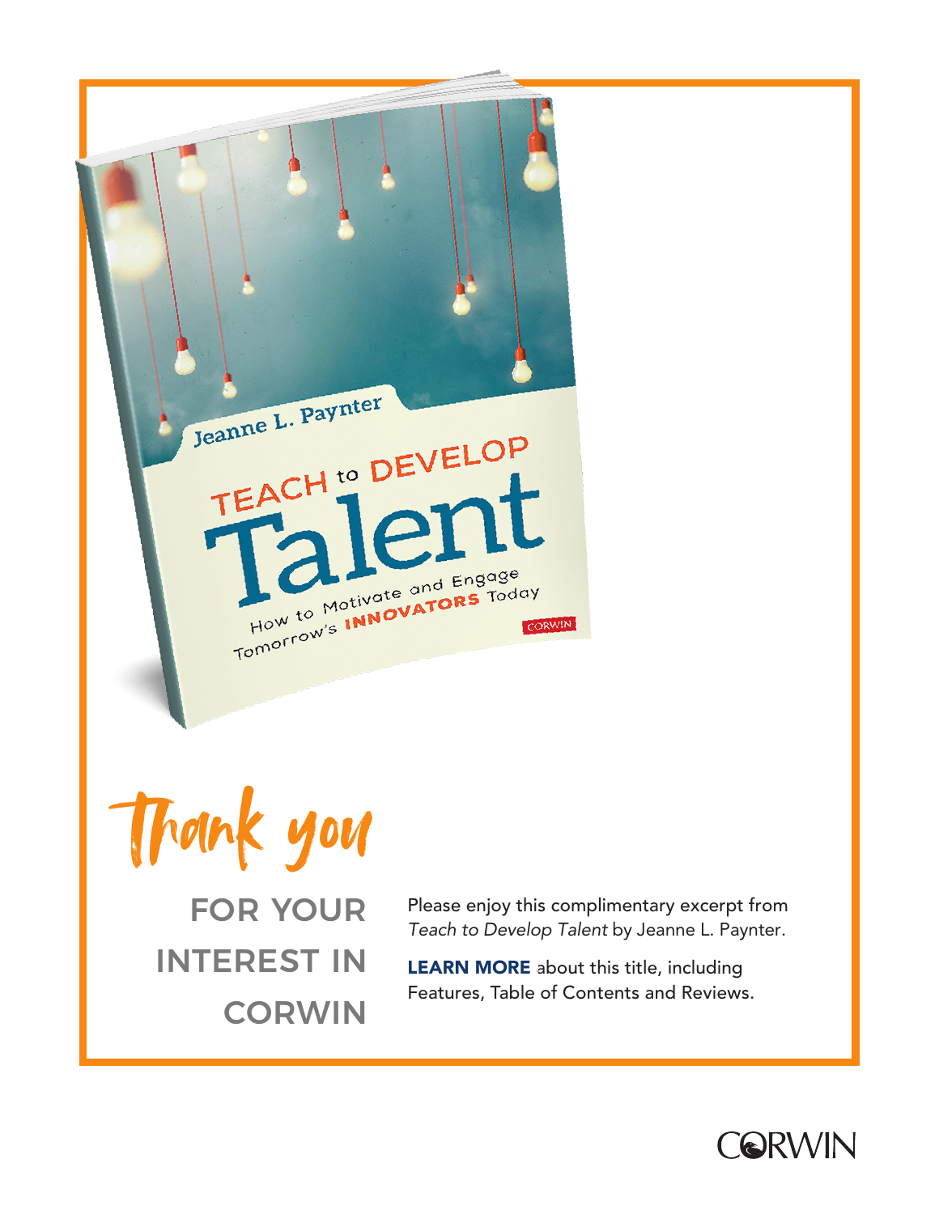# Thank you

## FOR YOUR INTEREST IN CORWIN

Please enjoy this complimentary excerpt from *Teach to Develop Talent* by Jeanne L. Paynter.

**LEARN MORE** about this title, including Features, Table of Contents and Reviews.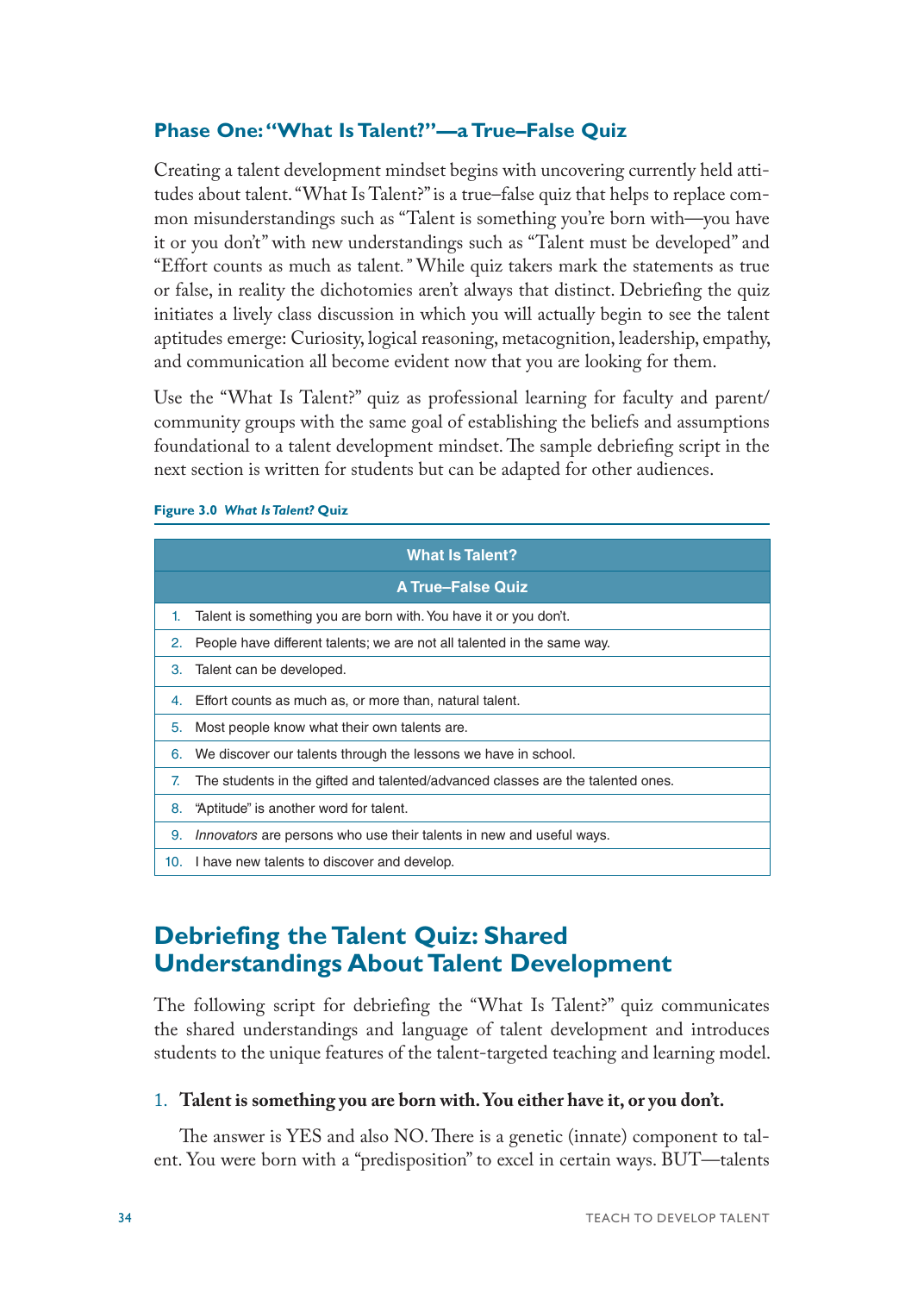### Phase One: "What Is Talent?"—a True–False Quiz

Creating a talent development mindset begins with uncovering currently held attitudes about talent. "What Is Talent?" is a true–false quiz that helps to replace common misunderstandings such as "Talent is something you're born with—you have it or you don't" with new understandings such as "Talent must be developed" and "Effort counts as much as talent." While quiz takers mark the statements as true or false, in reality the dichotomies aren't always that distinct. Debriefing the quiz initiates a lively class discussion in which you will actually begin to see the talent aptitudes emerge: Curiosity, logical reasoning, metacognition, leadership, empathy, and communication all become evident now that you are looking for them.

Use the "What Is Talent?" quiz as professional learning for faculty and parent/community groups with the same goal of establishing the beliefs and assumptions foundational to a talent development mindset. The sample debriefing script in the next section is written for students but can be adapted for other audiences.

**Figure 3.0** ***What Is Talent?*** **Quiz**

| What Is Talent? A True–False Quiz | |
|---|---|
| 1. | Talent is something you are born with. You have it or you don't. |
| 2. | People have different talents; we are not all talented in the same way. |
| 3. | Talent can be developed. |
| 4. | Effort counts as much as, or more than, natural talent. |
| 5. | Most people know what their own talents are. |
| 6. | We discover our talents through the lessons we have in school. |
| 7. | The students in the gifted and talented/advanced classes are the talented ones. |
| 8. | "Aptitude" is another word for talent. |
| 9. | *Innovators* are persons who use their talents in new and useful ways. |
| 10. | I have new talents to discover and develop. |

## Debriefing the Talent Quiz: Shared Understandings About Talent Development

The following script for debriefing the "What Is Talent?" quiz communicates the shared understandings and language of talent development and introduces students to the unique features of the talent-targeted teaching and learning model.

1. **Talent is something you are born with. You either have it, or you don't.**

The answer is YES and also NO. There is a genetic (innate) component to talent. You were born with a "predisposition" to excel in certain ways. BUT—talents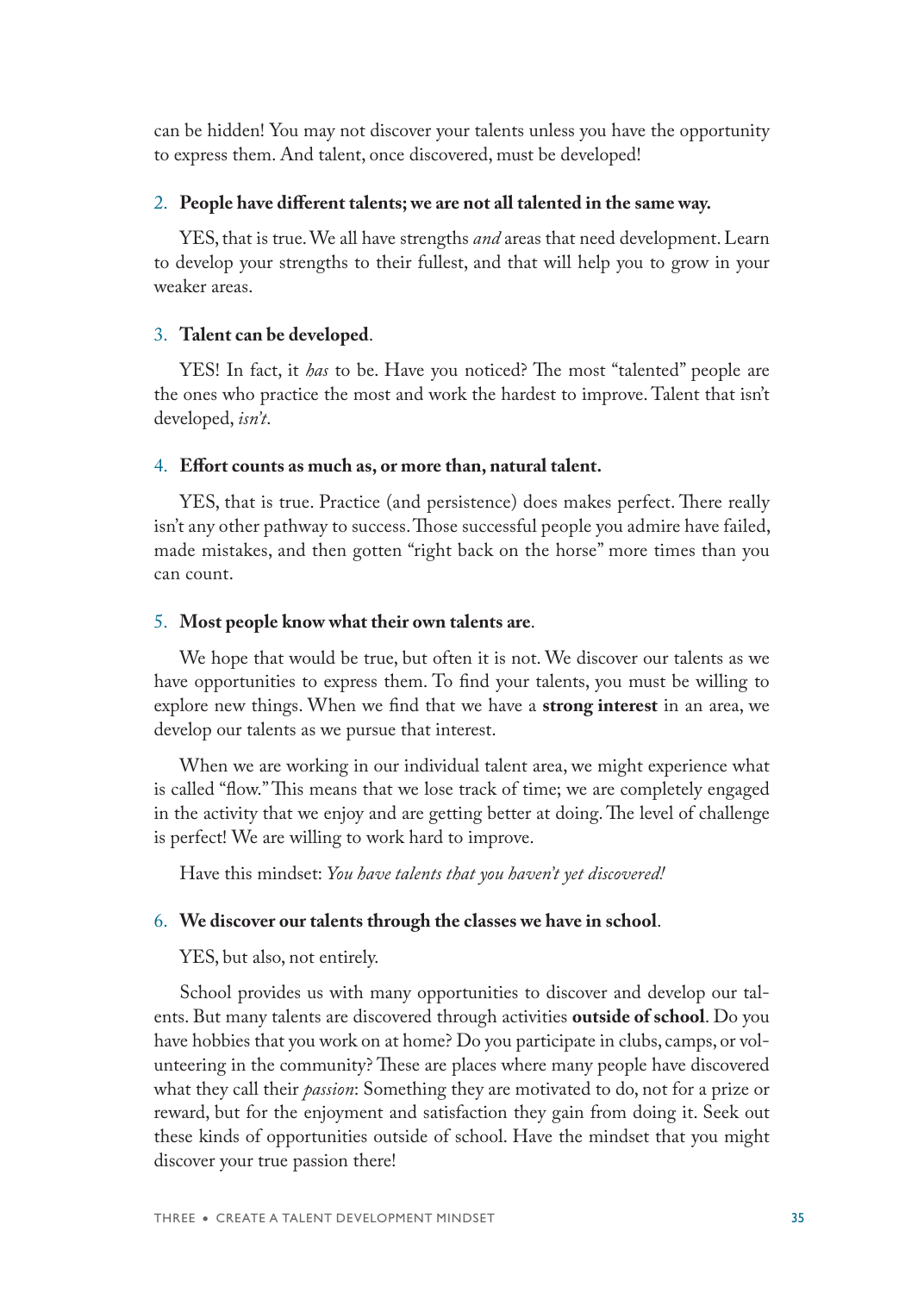can be hidden! You may not discover your talents unless you have the opportunity to express them. And talent, once discovered, must be developed!

2. **People have different talents; we are not all talented in the same way.**

YES, that is true. We all have strengths *and* areas that need development. Learn to develop your strengths to their fullest, and that will help you to grow in your weaker areas.

3. **Talent can be developed**.

YES! In fact, it *has* to be. Have you noticed? The most "talented" people are the ones who practice the most and work the hardest to improve. Talent that isn't developed, *isn't*.

4. **Effort counts as much as, or more than, natural talent.**

YES, that is true. Practice (and persistence) does makes perfect. There really isn't any other pathway to success. Those successful people you admire have failed, made mistakes, and then gotten "right back on the horse" more times than you can count.

5. **Most people know what their own talents are**.

We hope that would be true, but often it is not. We discover our talents as we have opportunities to express them. To find your talents, you must be willing to explore new things. When we find that we have a **strong interest** in an area, we develop our talents as we pursue that interest.

When we are working in our individual talent area, we might experience what is called "flow." This means that we lose track of time; we are completely engaged in the activity that we enjoy and are getting better at doing. The level of challenge is perfect! We are willing to work hard to improve.

Have this mindset: *You have talents that you haven't yet discovered!*

6. **We discover our talents through the classes we have in school**.

YES, but also, not entirely.

School provides us with many opportunities to discover and develop our talents. But many talents are discovered through activities **outside of school**. Do you have hobbies that you work on at home? Do you participate in clubs, camps, or volunteering in the community? These are places where many people have discovered what they call their *passion*: Something they are motivated to do, not for a prize or reward, but for the enjoyment and satisfaction they gain from doing it. Seek out these kinds of opportunities outside of school. Have the mindset that you might discover your true passion there!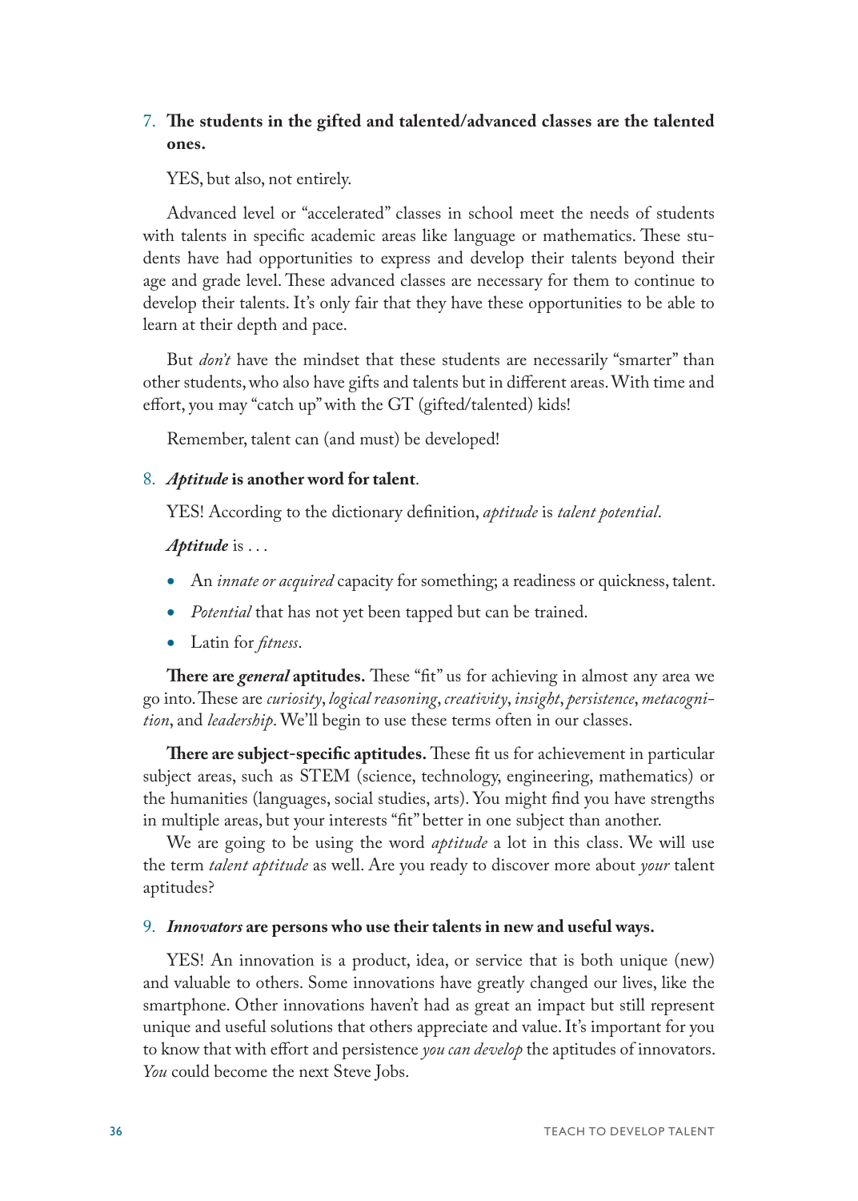7. **The students in the gifted and talented/advanced classes are the talented ones.**

   YES, but also, not entirely.

   Advanced level or "accelerated" classes in school meet the needs of students with talents in specific academic areas like language or mathematics. These students have had opportunities to express and develop their talents beyond their age and grade level. These advanced classes are necessary for them to continue to develop their talents. It's only fair that they have these opportunities to be able to learn at their depth and pace.

   But *don't* have the mindset that these students are necessarily "smarter" than other students, who also have gifts and talents but in different areas. With time and effort, you may "catch up" with the GT (gifted/talented) kids!

   Remember, talent can (and must) be developed!

8. ***Aptitude* is another word for talent**.

   YES! According to the dictionary definition, *aptitude* is *talent potential*.

   ***Aptitude*** is . . .

   - An *innate or acquired* capacity for something; a readiness or quickness, talent.
   - *Potential* that has not yet been tapped but can be trained.
   - Latin for *fitness*.

   **There are *general* aptitudes.** These "fit" us for achieving in almost any area we go into. These are *curiosity*, *logical reasoning*, *creativity*, *insight*, *persistence*, *metacognition*, and *leadership*. We'll begin to use these terms often in our classes.

   **There are subject-specific aptitudes.** These fit us for achievement in particular subject areas, such as STEM (science, technology, engineering, mathematics) or the humanities (languages, social studies, arts). You might find you have strengths in multiple areas, but your interests "fit" better in one subject than another.

   We are going to be using the word *aptitude* a lot in this class. We will use the term *talent aptitude* as well. Are you ready to discover more about *your* talent aptitudes?

9. ***Innovators* are persons who use their talents in new and useful ways.**

   YES! An innovation is a product, idea, or service that is both unique (new) and valuable to others. Some innovations have greatly changed our lives, like the smartphone. Other innovations haven't had as great an impact but still represent unique and useful solutions that others appreciate and value. It's important for you to know that with effort and persistence *you can develop* the aptitudes of innovators. *You* could become the next Steve Jobs.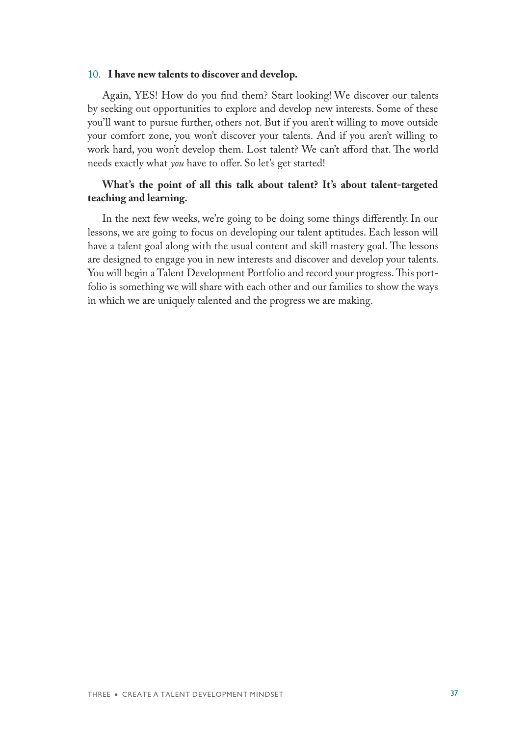10. **I have new talents to discover and develop.**

Again, YES! How do you find them? Start looking! We discover our talents by seeking out opportunities to explore and develop new interests. Some of these you'll want to pursue further, others not. But if you aren't willing to move outside your comfort zone, you won't discover your talents. And if you aren't willing to work hard, you won't develop them. Lost talent? We can't afford that. The world needs exactly what *you* have to offer. So let's get started!

**What's the point of all this talk about talent? It's about talent-targeted teaching and learning.**

In the next few weeks, we're going to be doing some things differently. In our lessons, we are going to focus on developing our talent aptitudes. Each lesson will have a talent goal along with the usual content and skill mastery goal. The lessons are designed to engage you in new interests and discover and develop your talents. You will begin a Talent Development Portfolio and record your progress. This portfolio is something we will share with each other and our families to show the ways in which we are uniquely talented and the progress we are making.